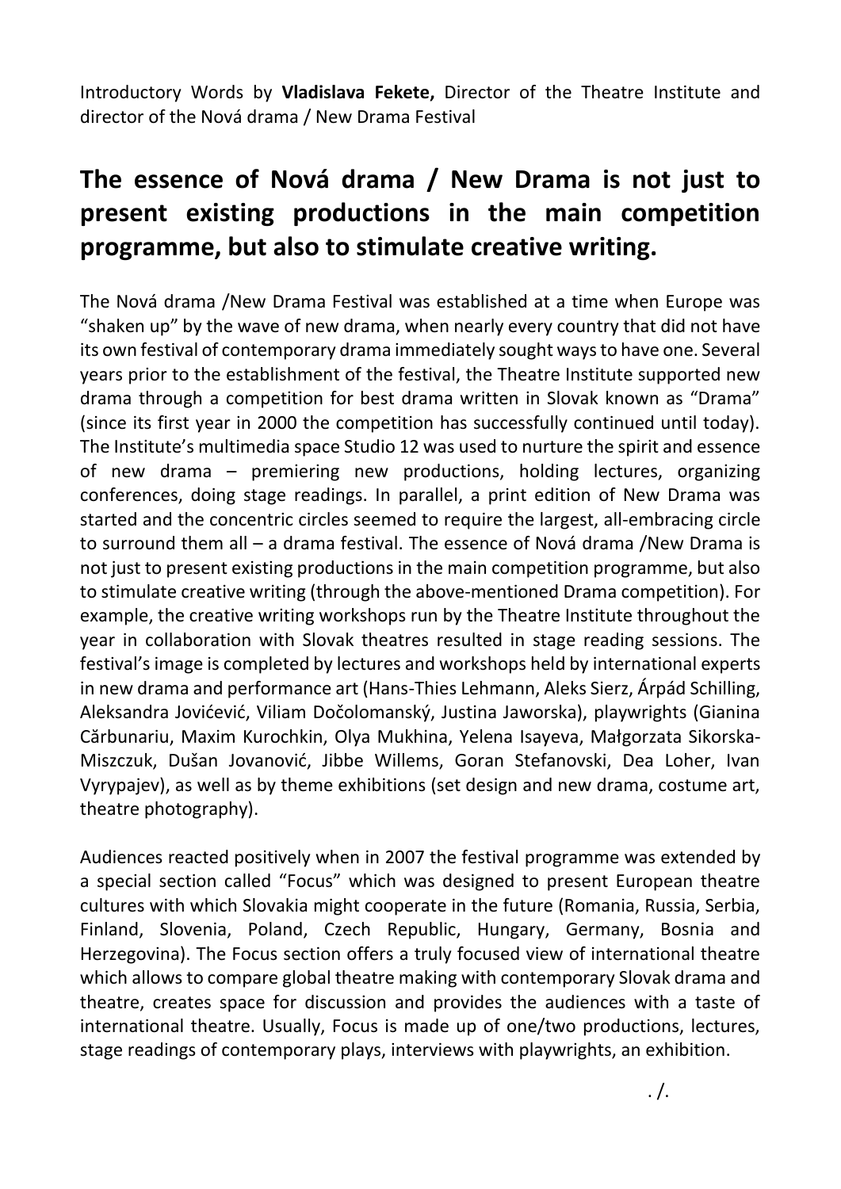Introductory Words by **Vladislava Fekete,** Director of the Theatre Institute and director of the Nová drama / New Drama Festival

## The essence of Nová drama / New Drama is not just to present existing productions in the main competition programme, but also to stimulate creative writing.

The Nová drama /New Drama Festival was established at a time when Europe was "shaken up" by the wave of new drama, when nearly every country that did not have its own festival of contemporary drama immediately sought ways to have one. Several years prior to the establishment of the festival, the Theatre Institute supported new drama through a competition for best drama written in Slovak known as "Drama" (since its first year in 2000 the competition has successfully continued until today). The Institute's multimedia space Studio 12 was used to nurture the spirit and essence of new drama – premiering new productions, holding lectures, organizing conferences, doing stage readings. In parallel, a print edition of New Drama was started and the concentric circles seemed to require the largest, all-embracing circle to surround them all – a drama festival. The essence of Nová drama /New Drama is not just to present existing productions in the main competition programme, but also to stimulate creative writing (through the above-mentioned Drama competition). For example, the creative writing workshops run by the Theatre Institute throughout the year in collaboration with Slovak theatres resulted in stage reading sessions. The festival's image is completed by lectures and workshops held by international experts in new drama and performance art (Hans-Thies Lehmann, Aleks Sierz, Árpád Schilling, Aleksandra Jovićević, Viliam Dočolomanský, Justina Jaworska), playwrights (Gianina Cărbunariu, Maxim Kurochkin, Olya Mukhina, Yelena Isayeva, Małgorzata Sikorska-Miszczuk, Dušan Jovanović, Jibbe Willems, Goran Stefanovski, Dea Loher, Ivan Vyrypajev), as well as by theme exhibitions (set design and new drama, costume art, theatre photography).

Audiences reacted positively when in 2007 the festival programme was extended by a special section called "Focus" which was designed to present European theatre cultures with which Slovakia might cooperate in the future (Romania, Russia, Serbia, Finland, Slovenia, Poland, Czech Republic, Hungary, Germany, Bosnia and Herzegovina). The Focus section offers a truly focused view of international theatre which allows to compare global theatre making with contemporary Slovak drama and theatre, creates space for discussion and provides the audiences with a taste of international theatre. Usually, Focus is made up of one/two productions, lectures, stage readings of contemporary plays, interviews with playwrights, an exhibition.

. /.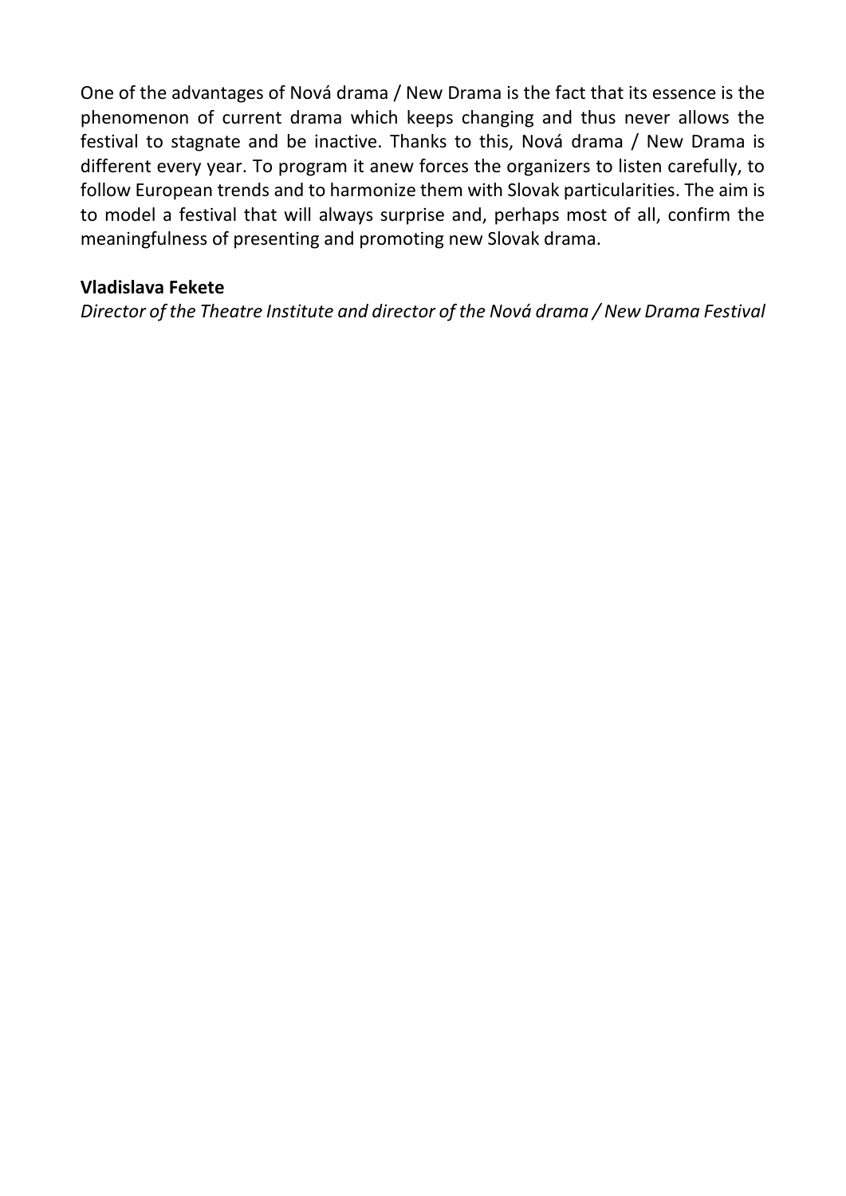One of the advantages of Nová drama / New Drama is the fact that its essence is the phenomenon of current drama which keeps changing and thus never allows the festival to stagnate and be inactive. Thanks to this, Nová drama / New Drama is different every year. To program it anew forces the organizers to listen carefully, to follow European trends and to harmonize them with Slovak particularities. The aim is to model a festival that will always surprise and, perhaps most of all, confirm the meaningfulness of presenting and promoting new Slovak drama.

**Vladislava Fekete**
*Director of the Theatre Institute and director of the Nová drama / New Drama Festival*